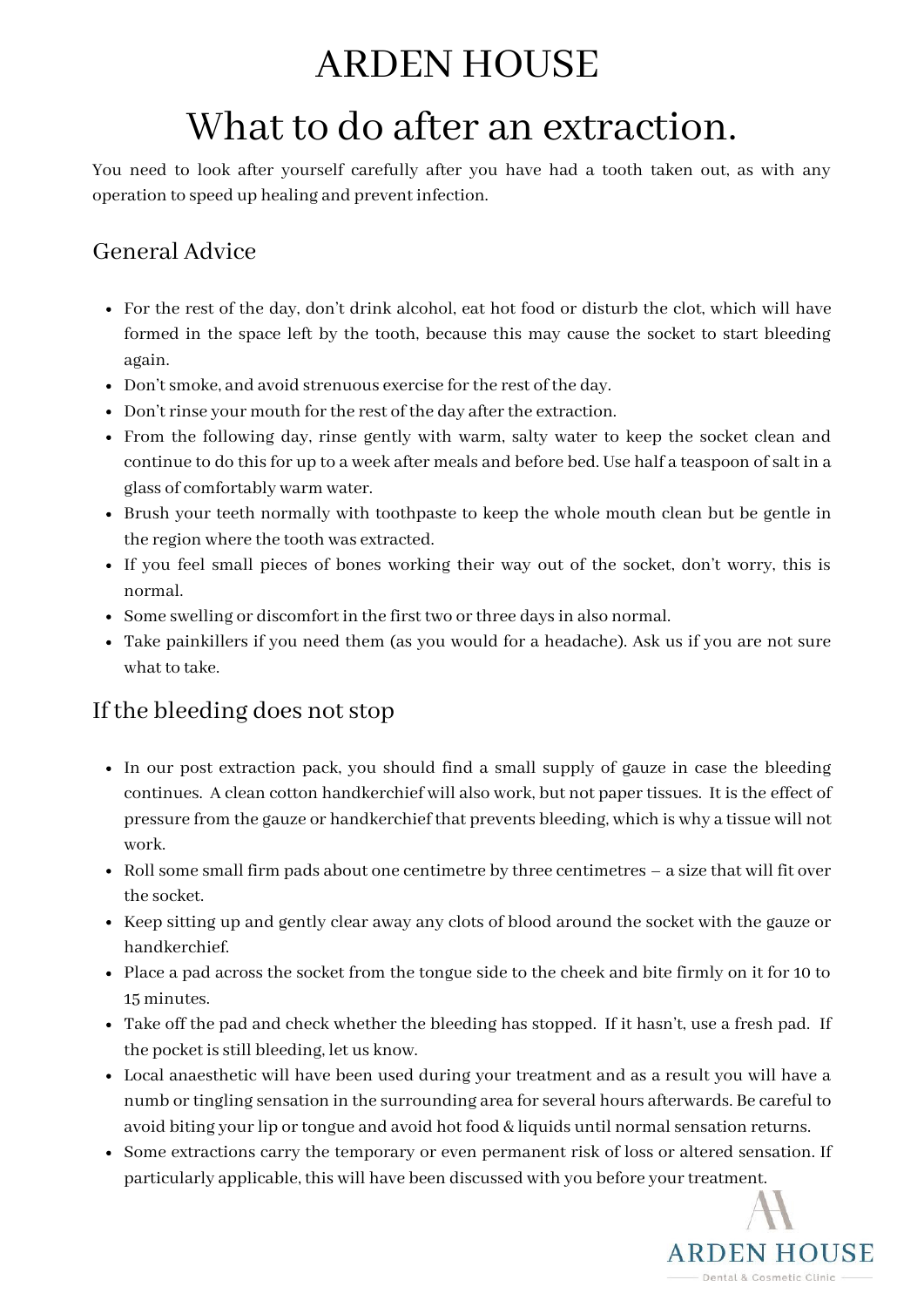# ARDEN HOUSE

# What to do after an extraction.

You need to look after yourself carefully after you have had a tooth taken out, as with any operation to speed up healing and prevent infection.

## General Advice

- For the rest of the day, don't drink alcohol, eat hot food or disturb the clot, which will have formed in the space left by the tooth, because this may cause the socket to start bleeding again.
- Don't smoke, and avoid strenuous exercise for the rest of the day.
- Don't rinse your mouth for the rest of the day after the extraction.
- From the following day, rinse gently with warm, salty water to keep the socket clean and continue to do this for up to a week after meals and before bed. Use half a teaspoon of salt in a glass of comfortably warm water.
- Brush your teeth normally with toothpaste to keep the whole mouth clean but be gentle in the region where the tooth was extracted.
- If you feel small pieces of bones working their way out of the socket, don't worry, this is normal.
- Some swelling or discomfort in the first two or three days in also normal.
- Take painkillers if you need them (as you would for a headache). Ask us if you are not sure what to take.

## If the bleeding does not stop

- In our post extraction pack, you should find a small supply of gauze in case the bleeding continues. A clean cotton handkerchief will also work, but not paper tissues. It is the effect of pressure from the gauze or handkerchief that prevents bleeding, which is why a tissue will not work.
- Roll some small firm pads about one centimetre by three centimetres – a size that will fit over the socket.
- Keep sitting up and gently clear away any clots of blood around the socket with the gauze or handkerchief.
- Place a pad across the socket from the tongue side to the cheek and bite firmly on it for 10 to 15 minutes.
- Take off the pad and check whether the bleeding has stopped. If it hasn't, use a fresh pad. If the pocket is still bleeding, let us know.
- Local anaesthetic will have been used during your treatment and as a result you will have a numb or tingling sensation in the surrounding area for several hours afterwards. Be careful to avoid biting your lip or tongue and avoid hot food & liquids until normal sensation returns.
- Some extractions carry the temporary or even permanent risk of loss or altered sensation. If particularly applicable, this will have been discussed with you before your treatment.

ARDEN HOUSE
Dental & Cosmetic Clinic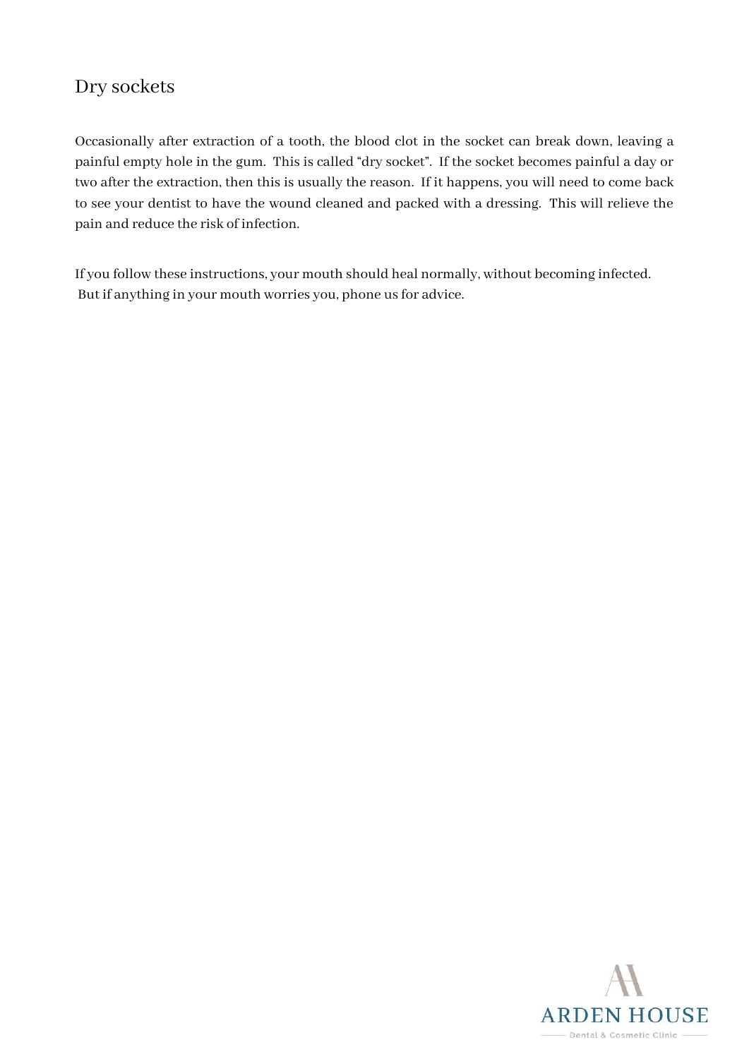## Dry sockets

Occasionally after extraction of a tooth, the blood clot in the socket can break down, leaving a painful empty hole in the gum. This is called "dry socket". If the socket becomes painful a day or two after the extraction, then this is usually the reason. If it happens, you will need to come back to see your dentist to have the wound cleaned and packed with a dressing. This will relieve the pain and reduce the risk of infection.

If you follow these instructions, your mouth should heal normally, without becoming infected. But if anything in your mouth worries you, phone us for advice.